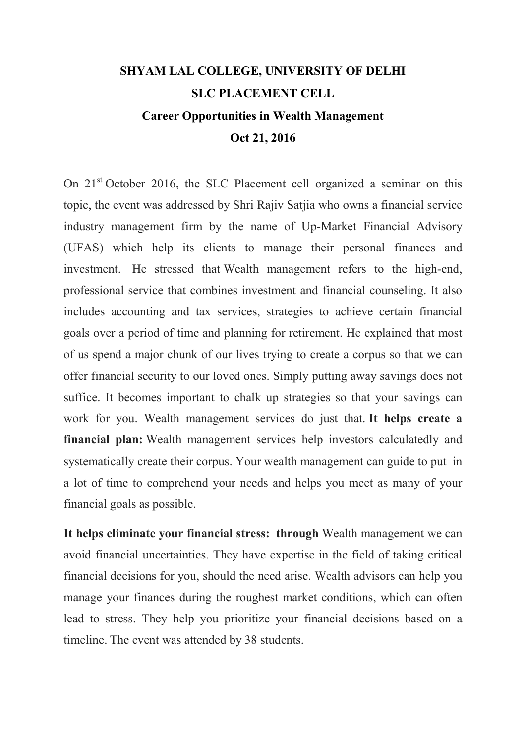**SHYAM LAL COLLEGE, UNIVERSITY OF DELHI**

**SLC PLACEMENT CELL**

**Career Opportunities in Wealth Management**

**Oct 21, 2016**

On 21st October 2016, the SLC Placement cell organized a seminar on this topic, the event was addressed by Shri Rajiv Satjia who owns a financial service industry management firm by the name of Up-Market Financial Advisory (UFAS) which help its clients to manage their personal finances and investment. He stressed that Wealth management refers to the high-end, professional service that combines investment and financial counseling. It also includes accounting and tax services, strategies to achieve certain financial goals over a period of time and planning for retirement. He explained that most of us spend a major chunk of our lives trying to create a corpus so that we can offer financial security to our loved ones. Simply putting away savings does not suffice. It becomes important to chalk up strategies so that your savings can work for you. Wealth management services do just that. **It helps create a financial plan:** Wealth management services help investors calculatedly and systematically create their corpus. Your wealth management can guide to put in a lot of time to comprehend your needs and helps you meet as many of your financial goals as possible.

**It helps eliminate your financial stress: through** Wealth management we can avoid financial uncertainties. They have expertise in the field of taking critical financial decisions for you, should the need arise. Wealth advisors can help you manage your finances during the roughest market conditions, which can often lead to stress. They help you prioritize your financial decisions based on a timeline. The event was attended by 38 students.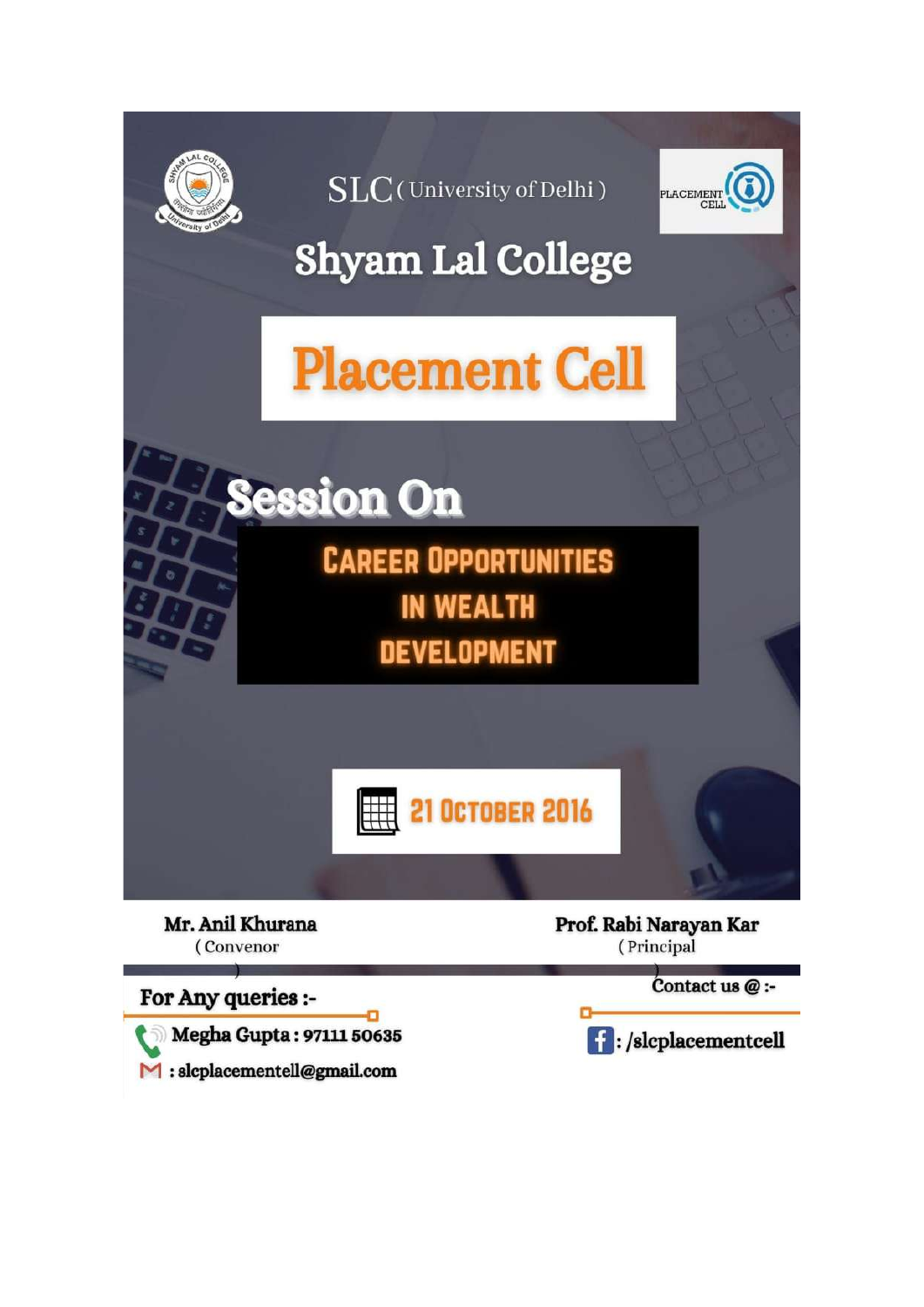SLC (University of Delhi)

PLACEMENT CELL

# Shyam Lal College

## Placement Cell

### Session On

**CAREER OPPORTUNITIES IN WEALTH DEVELOPMENT**

21 October 2016

**Mr. Anil Khurana**
(Convenor)

**Prof. Rabi Narayan Kar**
(Principal)

**For Any queries :-**

**Megha Gupta : 97111 50635**

**: slcplacementell@gmail.com**

**Contact us @ :-**

**: /slcplacementcell**